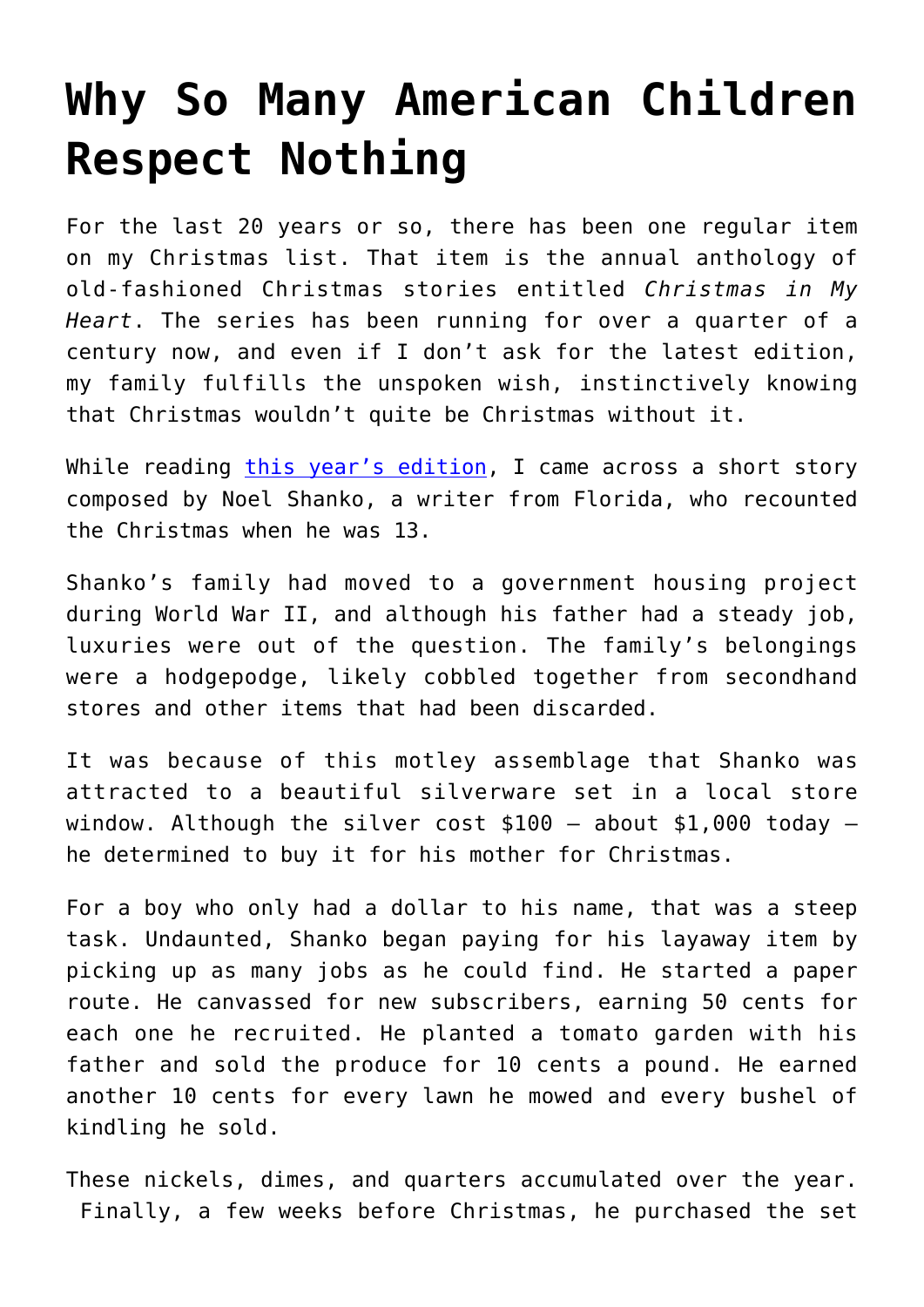# Why So Many American Children Respect Nothing

For the last 20 years or so, there has been one regular item on my Christmas list. That item is the annual anthology of old-fashioned Christmas stories entitled *Christmas in My Heart*. The series has been running for over a quarter of a century now, and even if I don't ask for the latest edition, my family fulfills the unspoken wish, instinctively knowing that Christmas wouldn't quite be Christmas without it.

While reading this year's edition, I came across a short story composed by Noel Shanko, a writer from Florida, who recounted the Christmas when he was 13.

Shanko's family had moved to a government housing project during World War II, and although his father had a steady job, luxuries were out of the question. The family's belongings were a hodgepodge, likely cobbled together from secondhand stores and other items that had been discarded.

It was because of this motley assemblage that Shanko was attracted to a beautiful silverware set in a local store window. Although the silver cost $100 – about $1,000 today – he determined to buy it for his mother for Christmas.

For a boy who only had a dollar to his name, that was a steep task. Undaunted, Shanko began paying for his layaway item by picking up as many jobs as he could find. He started a paper route. He canvassed for new subscribers, earning 50 cents for each one he recruited. He planted a tomato garden with his father and sold the produce for 10 cents a pound. He earned another 10 cents for every lawn he mowed and every bushel of kindling he sold.

These nickels, dimes, and quarters accumulated over the year. Finally, a few weeks before Christmas, he purchased the set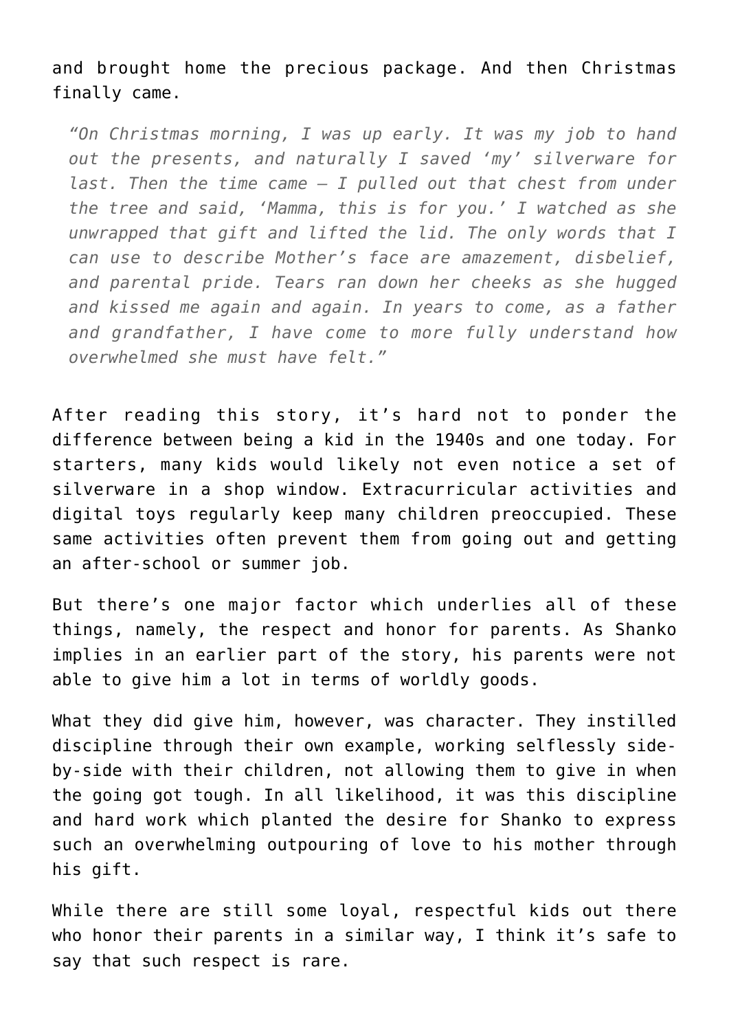and brought home the precious package. And then Christmas finally came.

> *"On Christmas morning, I was up early. It was my job to hand out the presents, and naturally I saved 'my' silverware for last. Then the time came – I pulled out that chest from under the tree and said, 'Mamma, this is for you.' I watched as she unwrapped that gift and lifted the lid. The only words that I can use to describe Mother's face are amazement, disbelief, and parental pride. Tears ran down her cheeks as she hugged and kissed me again and again. In years to come, as a father and grandfather, I have come to more fully understand how overwhelmed she must have felt."*

After reading this story, it's hard not to ponder the difference between being a kid in the 1940s and one today. For starters, many kids would likely not even notice a set of silverware in a shop window. Extracurricular activities and digital toys regularly keep many children preoccupied. These same activities often prevent them from going out and getting an after-school or summer job.

But there's one major factor which underlies all of these things, namely, the respect and honor for parents. As Shanko implies in an earlier part of the story, his parents were not able to give him a lot in terms of worldly goods.

What they did give him, however, was character. They instilled discipline through their own example, working selflessly side-by-side with their children, not allowing them to give in when the going got tough. In all likelihood, it was this discipline and hard work which planted the desire for Shanko to express such an overwhelming outpouring of love to his mother through his gift.

While there are still some loyal, respectful kids out there who honor their parents in a similar way, I think it's safe to say that such respect is rare.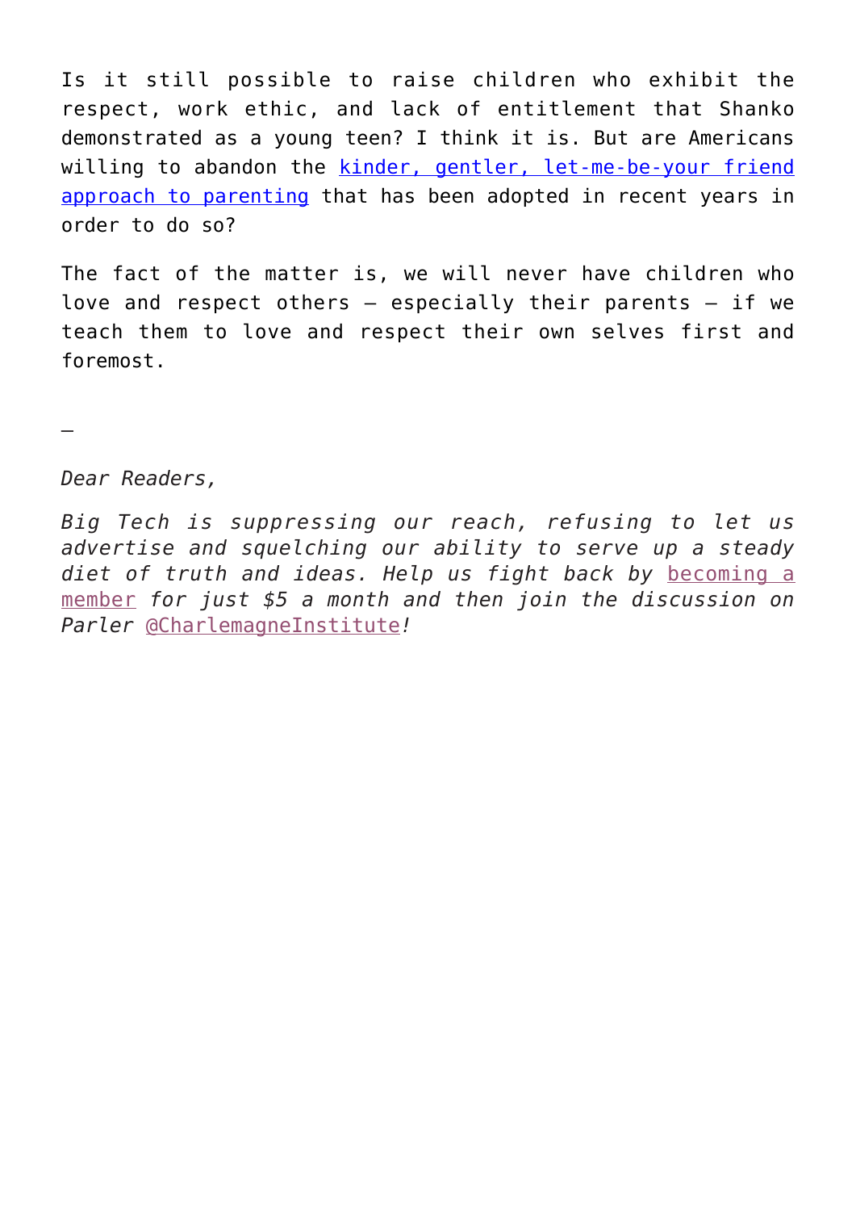Is it still possible to raise children who exhibit the respect, work ethic, and lack of entitlement that Shanko demonstrated as a young teen? I think it is. But are Americans willing to abandon the kinder, gentler, let-me-be-your friend approach to parenting that has been adopted in recent years in order to do so?

The fact of the matter is, we will never have children who love and respect others – especially their parents – if we teach them to love and respect their own selves first and foremost.

—

*Dear Readers,*

*Big Tech is suppressing our reach, refusing to let us advertise and squelching our ability to serve up a steady diet of truth and ideas. Help us fight back by becoming a member for just $5 a month and then join the discussion on Parler @CharlemagneInstitute!*